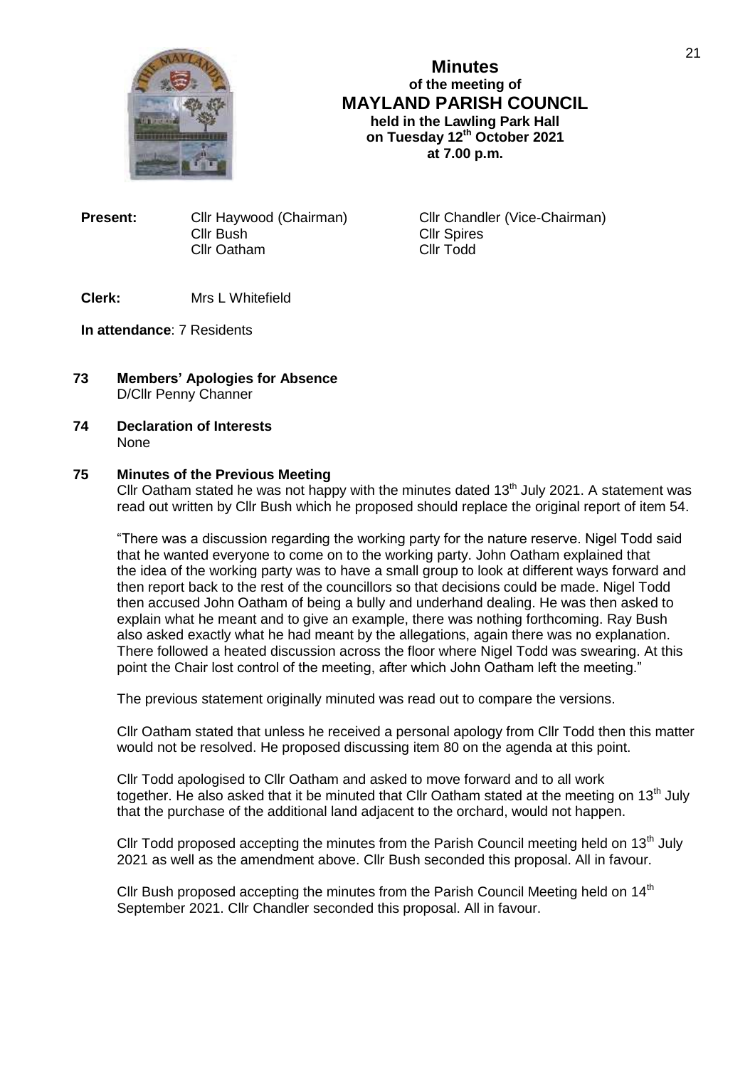# Minutes
## of the meeting of
## MAYLAND PARISH COUNCIL
**held in the Lawling Park Hall**
**on Tuesday 12th October 2021**
**at 7.00 p.m.**

**Present:** Cllr Haywood (Chairman), Cllr Chandler (Vice-Chairman), Cllr Bush, Cllr Spires, Cllr Oatham, Cllr Todd

**Clerk:** Mrs L Whitefield

**In attendance**: 7 Residents

**73 Members' Apologies for Absence**
D/Cllr Penny Channer

**74 Declaration of Interests**
None

**75 Minutes of the Previous Meeting**
Cllr Oatham stated he was not happy with the minutes dated 13th July 2021. A statement was read out written by Cllr Bush which he proposed should replace the original report of item 54.

"There was a discussion regarding the working party for the nature reserve. Nigel Todd said that he wanted everyone to come on to the working party. John Oatham explained that the idea of the working party was to have a small group to look at different ways forward and then report back to the rest of the councillors so that decisions could be made. Nigel Todd then accused John Oatham of being a bully and underhand dealing. He was then asked to explain what he meant and to give an example, there was nothing forthcoming. Ray Bush also asked exactly what he had meant by the allegations, again there was no explanation. There followed a heated discussion across the floor where Nigel Todd was swearing. At this point the Chair lost control of the meeting, after which John Oatham left the meeting."

The previous statement originally minuted was read out to compare the versions.

Cllr Oatham stated that unless he received a personal apology from Cllr Todd then this matter would not be resolved. He proposed discussing item 80 on the agenda at this point.

Cllr Todd apologised to Cllr Oatham and asked to move forward and to all work together. He also asked that it be minuted that Cllr Oatham stated at the meeting on 13th July that the purchase of the additional land adjacent to the orchard, would not happen.

Cllr Todd proposed accepting the minutes from the Parish Council meeting held on 13th July 2021 as well as the amendment above. Cllr Bush seconded this proposal. All in favour.

Cllr Bush proposed accepting the minutes from the Parish Council Meeting held on 14th September 2021. Cllr Chandler seconded this proposal. All in favour.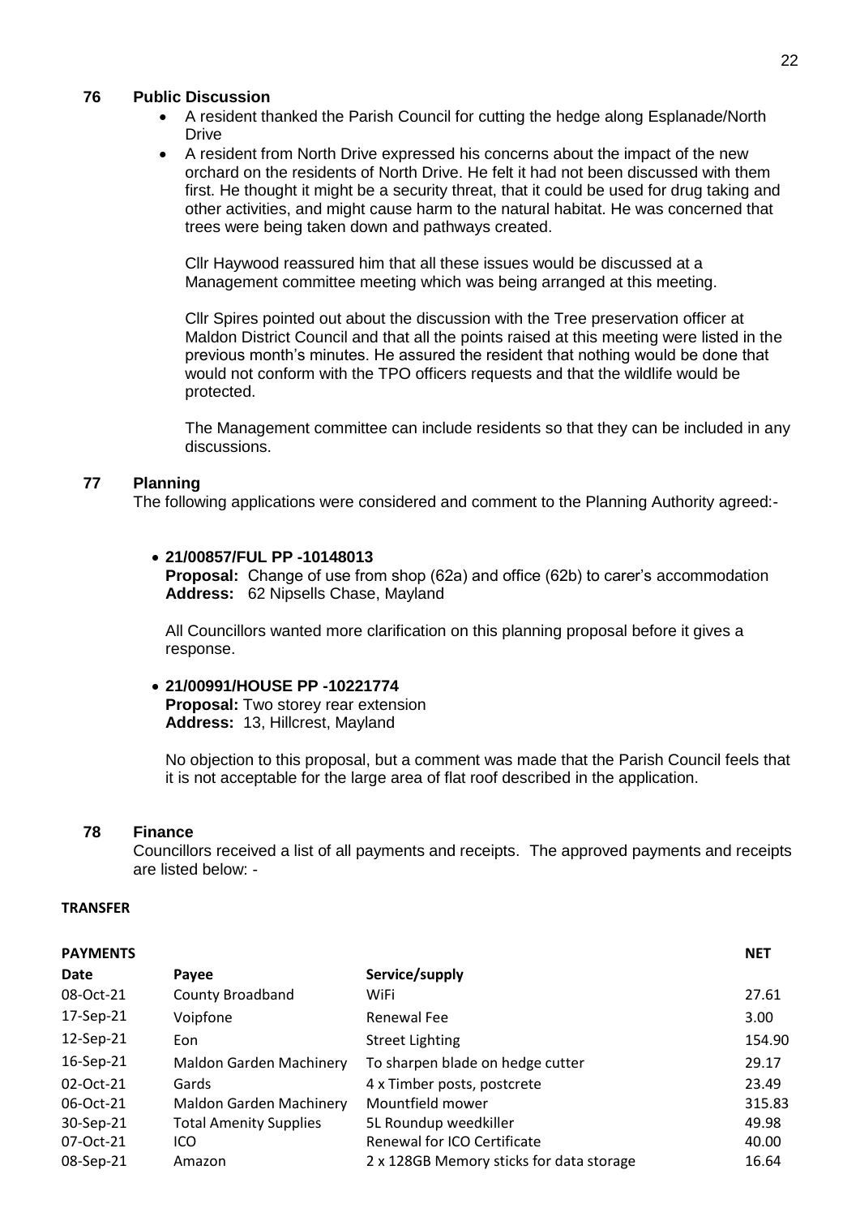## 76 Public Discussion

- A resident thanked the Parish Council for cutting the hedge along Esplanade/North Drive
- A resident from North Drive expressed his concerns about the impact of the new orchard on the residents of North Drive. He felt it had not been discussed with them first. He thought it might be a security threat, that it could be used for drug taking and other activities, and might cause harm to the natural habitat. He was concerned that trees were being taken down and pathways created.

  Cllr Haywood reassured him that all these issues would be discussed at a Management committee meeting which was being arranged at this meeting.

  Cllr Spires pointed out about the discussion with the Tree preservation officer at Maldon District Council and that all the points raised at this meeting were listed in the previous month's minutes. He assured the resident that nothing would be done that would not conform with the TPO officers requests and that the wildlife would be protected.

  The Management committee can include residents so that they can be included in any discussions.

## 77 Planning

The following applications were considered and comment to the Planning Authority agreed:-

- **21/00857/FUL PP -10148013**
  **Proposal:** Change of use from shop (62a) and office (62b) to carer's accommodation
  **Address:** 62 Nipsells Chase, Mayland

  All Councillors wanted more clarification on this planning proposal before it gives a response.

- **21/00991/HOUSE PP -10221774**
  **Proposal:** Two storey rear extension
  **Address:** 13, Hillcrest, Mayland

  No objection to this proposal, but a comment was made that the Parish Council feels that it is not acceptable for the large area of flat roof described in the application.

## 78 Finance

Councillors received a list of all payments and receipts. The approved payments and receipts are listed below: -

**TRANSFER**

**PAYMENTS**

| Date | Payee | Service/supply | NET |
|---|---|---|---|
| 08-Oct-21 | County Broadband | WiFi | 27.61 |
| 17-Sep-21 | Voipfone | Renewal Fee | 3.00 |
| 12-Sep-21 | Eon | Street Lighting | 154.90 |
| 16-Sep-21 | Maldon Garden Machinery | To sharpen blade on hedge cutter | 29.17 |
| 02-Oct-21 | Gards | 4 x Timber posts, postcrete | 23.49 |
| 06-Oct-21 | Maldon Garden Machinery | Mountfield mower | 315.83 |
| 30-Sep-21 | Total Amenity Supplies | 5L Roundup weedkiller | 49.98 |
| 07-Oct-21 | ICO | Renewal for ICO Certificate | 40.00 |
| 08-Sep-21 | Amazon | 2 x 128GB Memory sticks for data storage | 16.64 |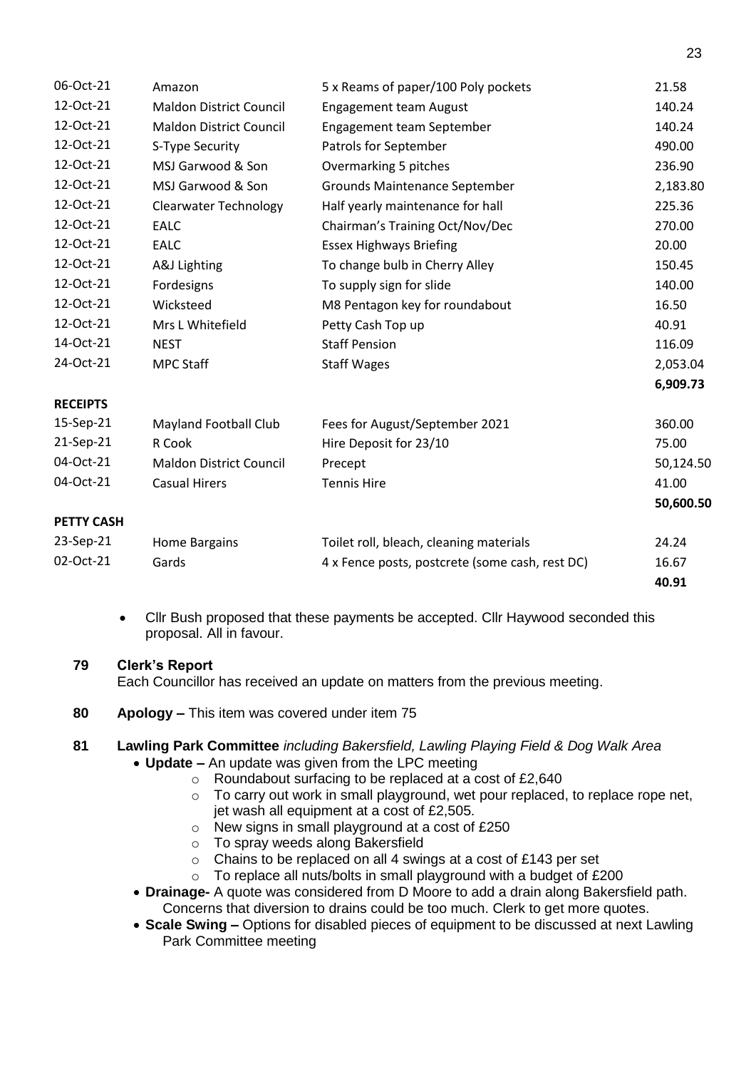| | | | |
|---|---|---|---|
| 06-Oct-21 | Amazon | 5 x Reams of paper/100 Poly pockets | 21.58 |
| 12-Oct-21 | Maldon District Council | Engagement team August | 140.24 |
| 12-Oct-21 | Maldon District Council | Engagement team September | 140.24 |
| 12-Oct-21 | S-Type Security | Patrols for September | 490.00 |
| 12-Oct-21 | MSJ Garwood & Son | Overmarking 5 pitches | 236.90 |
| 12-Oct-21 | MSJ Garwood & Son | Grounds Maintenance September | 2,183.80 |
| 12-Oct-21 | Clearwater Technology | Half yearly maintenance for hall | 225.36 |
| 12-Oct-21 | EALC | Chairman's Training Oct/Nov/Dec | 270.00 |
| 12-Oct-21 | EALC | Essex Highways Briefing | 20.00 |
| 12-Oct-21 | A&J Lighting | To change bulb in Cherry Alley | 150.45 |
| 12-Oct-21 | Fordesigns | To supply sign for slide | 140.00 |
| 12-Oct-21 | Wicksteed | M8 Pentagon key for roundabout | 16.50 |
| 12-Oct-21 | Mrs L Whitefield | Petty Cash Top up | 40.91 |
| 14-Oct-21 | NEST | Staff Pension | 116.09 |
| 24-Oct-21 | MPC Staff | Staff Wages | 2,053.04 |
| | | | **6,909.73** |
| **RECEIPTS** | | | |
| 15-Sep-21 | Mayland Football Club | Fees for August/September 2021 | 360.00 |
| 21-Sep-21 | R Cook | Hire Deposit for 23/10 | 75.00 |
| 04-Oct-21 | Maldon District Council | Precept | 50,124.50 |
| 04-Oct-21 | Casual Hirers | Tennis Hire | 41.00 |
| | | | **50,600.50** |
| **PETTY CASH** | | | |
| 23-Sep-21 | Home Bargains | Toilet roll, bleach, cleaning materials | 24.24 |
| 02-Oct-21 | Gards | 4 x Fence posts, postcrete (some cash, rest DC) | 16.67 |
| | | | **40.91** |

- Cllr Bush proposed that these payments be accepted. Cllr Haywood seconded this proposal. All in favour.

**79 Clerk's Report**

Each Councillor has received an update on matters from the previous meeting.

**80 Apology –** This item was covered under item 75

**81 Lawling Park Committee** *including Bakersfield, Lawling Playing Field & Dog Walk Area*

- **Update –** An update was given from the LPC meeting
  - Roundabout surfacing to be replaced at a cost of £2,640
  - To carry out work in small playground, wet pour replaced, to replace rope net, jet wash all equipment at a cost of £2,505.
  - New signs in small playground at a cost of £250
  - To spray weeds along Bakersfield
  - Chains to be replaced on all 4 swings at a cost of £143 per set
  - To replace all nuts/bolts in small playground with a budget of £200
- **Drainage-** A quote was considered from D Moore to add a drain along Bakersfield path. Concerns that diversion to drains could be too much. Clerk to get more quotes.
- **Scale Swing –** Options for disabled pieces of equipment to be discussed at next Lawling Park Committee meeting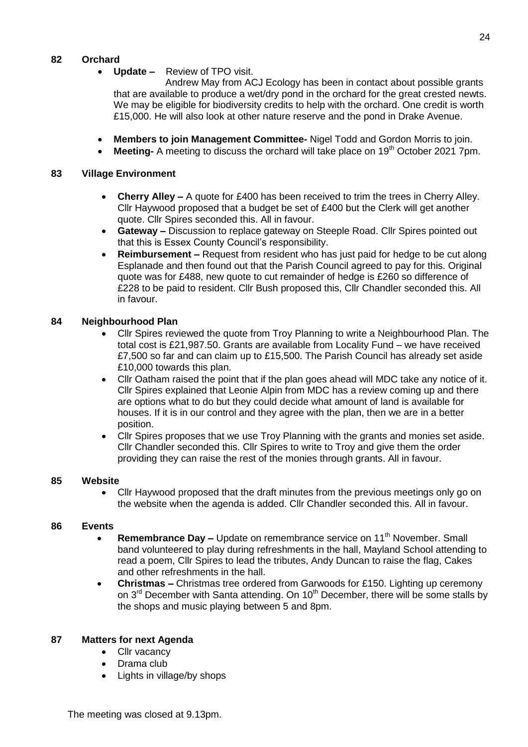## 82 Orchard

- **Update –** Review of TPO visit.

  Andrew May from ACJ Ecology has been in contact about possible grants that are available to produce a wet/dry pond in the orchard for the great crested newts. We may be eligible for biodiversity credits to help with the orchard. One credit is worth £15,000. He will also look at other nature reserve and the pond in Drake Avenue.

- **Members to join Management Committee-** Nigel Todd and Gordon Morris to join.
- **Meeting-** A meeting to discuss the orchard will take place on 19th October 2021 7pm.

## 83 Village Environment

- **Cherry Alley –** A quote for £400 has been received to trim the trees in Cherry Alley. Cllr Haywood proposed that a budget be set of £400 but the Clerk will get another quote. Cllr Spires seconded this. All in favour.
- **Gateway –** Discussion to replace gateway on Steeple Road. Cllr Spires pointed out that this is Essex County Council's responsibility.
- **Reimbursement –** Request from resident who has just paid for hedge to be cut along Esplanade and then found out that the Parish Council agreed to pay for this. Original quote was for £488, new quote to cut remainder of hedge is £260 so difference of £228 to be paid to resident. Cllr Bush proposed this, Cllr Chandler seconded this. All in favour.

## 84 Neighbourhood Plan

- Cllr Spires reviewed the quote from Troy Planning to write a Neighbourhood Plan. The total cost is £21,987.50. Grants are available from Locality Fund – we have received £7,500 so far and can claim up to £15,500. The Parish Council has already set aside £10,000 towards this plan.
- Cllr Oatham raised the point that if the plan goes ahead will MDC take any notice of it. Cllr Spires explained that Leonie Alpin from MDC has a review coming up and there are options what to do but they could decide what amount of land is available for houses. If it is in our control and they agree with the plan, then we are in a better position.
- Cllr Spires proposes that we use Troy Planning with the grants and monies set aside. Cllr Chandler seconded this. Cllr Spires to write to Troy and give them the order providing they can raise the rest of the monies through grants. All in favour.

## 85 Website

- Cllr Haywood proposed that the draft minutes from the previous meetings only go on the website when the agenda is added. Cllr Chandler seconded this. All in favour.

## 86 Events

- **Remembrance Day –** Update on remembrance service on 11th November. Small band volunteered to play during refreshments in the hall, Mayland School attending to read a poem, Cllr Spires to lead the tributes, Andy Duncan to raise the flag, Cakes and other refreshments in the hall.
- **Christmas –** Christmas tree ordered from Garwoods for £150. Lighting up ceremony on 3rd December with Santa attending. On 10th December, there will be some stalls by the shops and music playing between 5 and 8pm.

## 87 Matters for next Agenda

- Cllr vacancy
- Drama club
- Lights in village/by shops

The meeting was closed at 9.13pm.